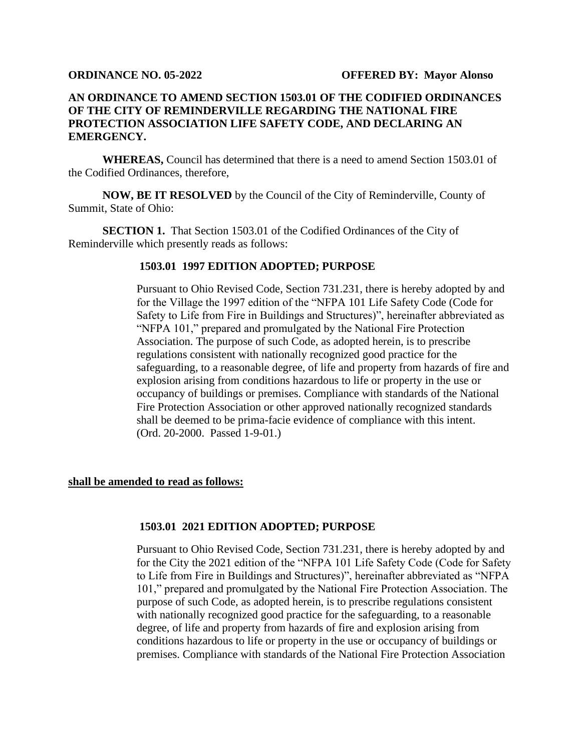**ORDINANCE NO. 05-2022** **OFFERED BY: Mayor Alonso**

**AN ORDINANCE TO AMEND SECTION 1503.01 OF THE CODIFIED ORDINANCES OF THE CITY OF REMINDERVILLE REGARDING THE NATIONAL FIRE PROTECTION ASSOCIATION LIFE SAFETY CODE, AND DECLARING AN EMERGENCY.**

**WHEREAS,** Council has determined that there is a need to amend Section 1503.01 of the Codified Ordinances, therefore,

**NOW, BE IT RESOLVED** by the Council of the City of Reminderville, County of Summit, State of Ohio:

**SECTION 1.** That Section 1503.01 of the Codified Ordinances of the City of Reminderville which presently reads as follows:

> **1503.01 1997 EDITION ADOPTED; PURPOSE**
>
> Pursuant to Ohio Revised Code, Section 731.231, there is hereby adopted by and for the Village the 1997 edition of the "NFPA 101 Life Safety Code (Code for Safety to Life from Fire in Buildings and Structures)", hereinafter abbreviated as "NFPA 101," prepared and promulgated by the National Fire Protection Association. The purpose of such Code, as adopted herein, is to prescribe regulations consistent with nationally recognized good practice for the safeguarding, to a reasonable degree, of life and property from hazards of fire and explosion arising from conditions hazardous to life or property in the use or occupancy of buildings or premises. Compliance with standards of the National Fire Protection Association or other approved nationally recognized standards shall be deemed to be prima-facie evidence of compliance with this intent.
> (Ord. 20-2000. Passed 1-9-01.)

**shall be amended to read as follows:**

> **1503.01 2021 EDITION ADOPTED; PURPOSE**
>
> Pursuant to Ohio Revised Code, Section 731.231, there is hereby adopted by and for the City the 2021 edition of the "NFPA 101 Life Safety Code (Code for Safety to Life from Fire in Buildings and Structures)", hereinafter abbreviated as "NFPA 101," prepared and promulgated by the National Fire Protection Association. The purpose of such Code, as adopted herein, is to prescribe regulations consistent with nationally recognized good practice for the safeguarding, to a reasonable degree, of life and property from hazards of fire and explosion arising from conditions hazardous to life or property in the use or occupancy of buildings or premises. Compliance with standards of the National Fire Protection Association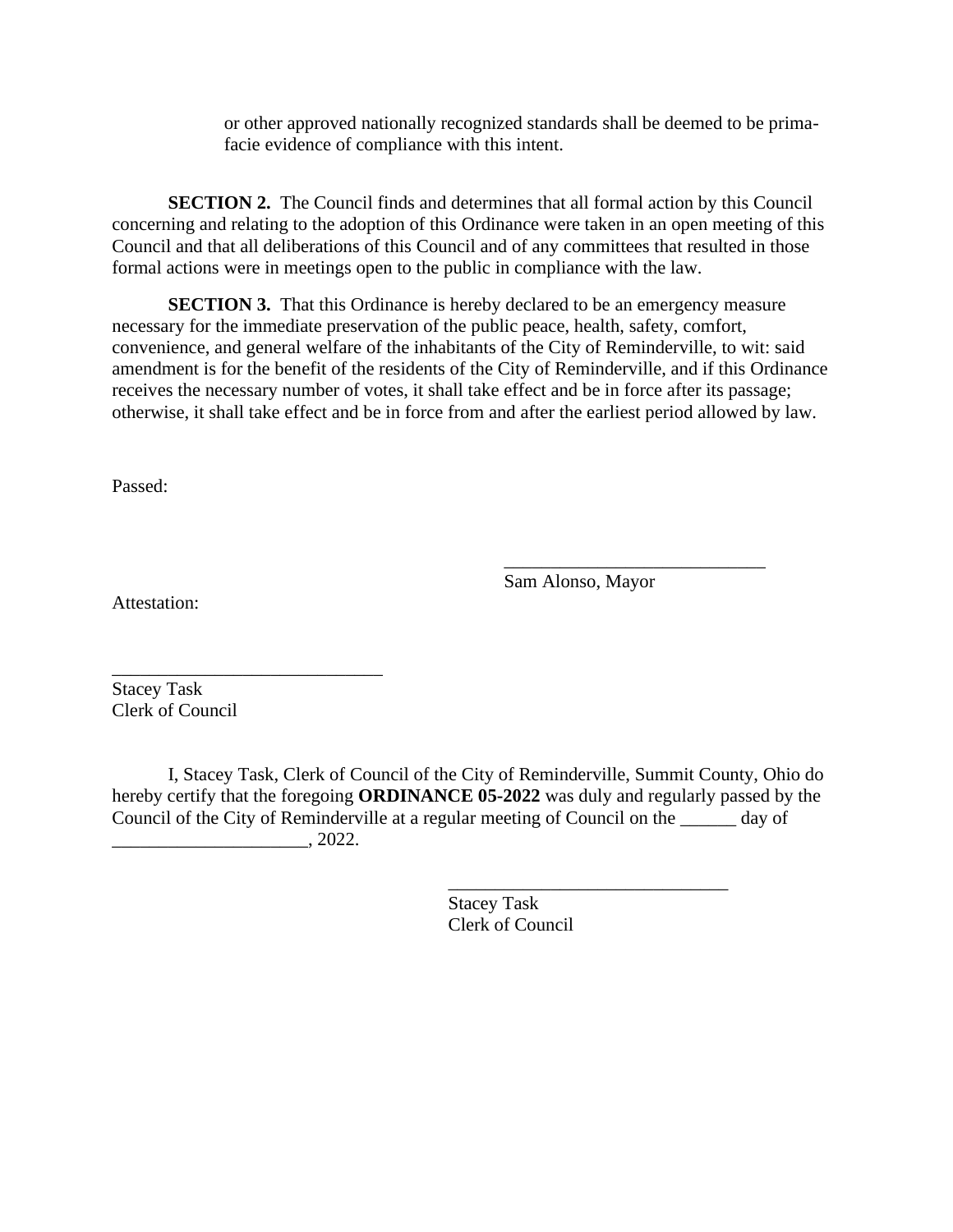or other approved nationally recognized standards shall be deemed to be prima-facie evidence of compliance with this intent.

**SECTION 2.** The Council finds and determines that all formal action by this Council concerning and relating to the adoption of this Ordinance were taken in an open meeting of this Council and that all deliberations of this Council and of any committees that resulted in those formal actions were in meetings open to the public in compliance with the law.

**SECTION 3.** That this Ordinance is hereby declared to be an emergency measure necessary for the immediate preservation of the public peace, health, safety, comfort, convenience, and general welfare of the inhabitants of the City of Reminderville, to wit: said amendment is for the benefit of the residents of the City of Reminderville, and if this Ordinance receives the necessary number of votes, it shall take effect and be in force after its passage; otherwise, it shall take effect and be in force from and after the earliest period allowed by law.

Passed:

_____________________________
Sam Alonso, Mayor

Attestation:

_____________________________
Stacey Task
Clerk of Council

I, Stacey Task, Clerk of Council of the City of Reminderville, Summit County, Ohio do hereby certify that the foregoing **ORDINANCE 05-2022** was duly and regularly passed by the Council of the City of Reminderville at a regular meeting of Council on the ______ day of _____________________, 2022.

_______________________________
Stacey Task
Clerk of Council